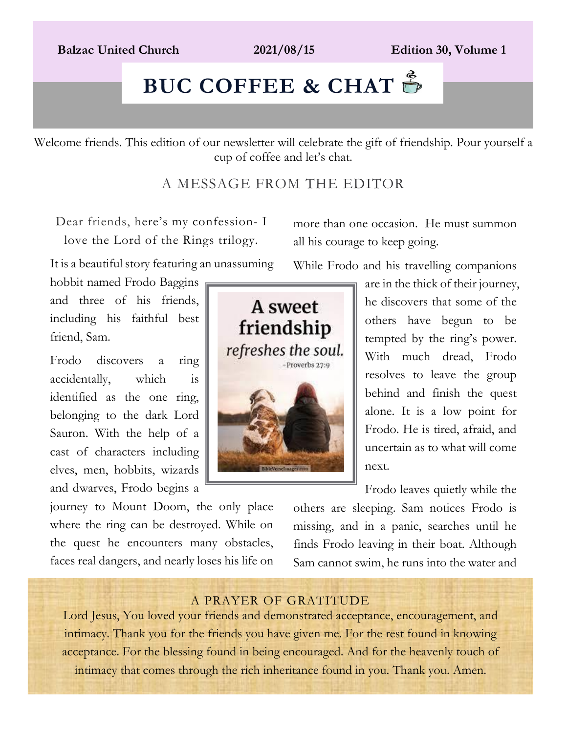**Balzac United Church** **2021/08/15** **Edition 30, Volume 1**

# BUC COFFEE & CHAT ☕

Welcome friends. This edition of our newsletter will celebrate the gift of friendship. Pour yourself a cup of coffee and let's chat.

## A MESSAGE FROM THE EDITOR

Dear friends, here's my confession- I love the Lord of the Rings trilogy.

It is a beautiful story featuring an unassuming hobbit named Frodo Baggins and three of his friends, including his faithful best friend, Sam.

Frodo discovers a ring accidentally, which is identified as the one ring, belonging to the dark Lord Sauron. With the help of a cast of characters including elves, men, hobbits, wizards and dwarves, Frodo begins a journey to Mount Doom, the only place where the ring can be destroyed. While on the quest he encounters many obstacles, faces real dangers, and nearly loses his life on more than one occasion. He must summon all his courage to keep going.

A sweet friendship
*refreshes the soul.*
-Proverbs 27:9

While Frodo and his travelling companions are in the thick of their journey, he discovers that some of the others have begun to be tempted by the ring's power. With much dread, Frodo resolves to leave the group behind and finish the quest alone. It is a low point for Frodo. He is tired, afraid, and uncertain as to what will come next.

Frodo leaves quietly while the others are sleeping. Sam notices Frodo is missing, and in a panic, searches until he finds Frodo leaving in their boat. Although Sam cannot swim, he runs into the water and

## A PRAYER OF GRATITUDE

Lord Jesus, You loved your friends and demonstrated acceptance, encouragement, and intimacy. Thank you for the friends you have given me. For the rest found in knowing acceptance. For the blessing found in being encouraged. And for the heavenly touch of intimacy that comes through the rich inheritance found in you. Thank you. Amen.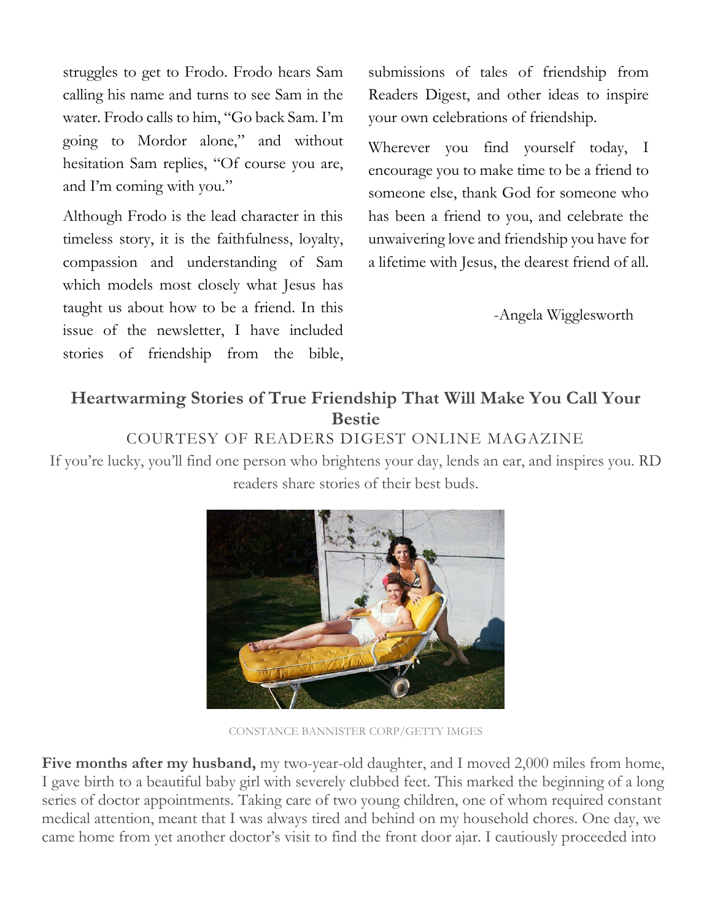struggles to get to Frodo. Frodo hears Sam calling his name and turns to see Sam in the water. Frodo calls to him, "Go back Sam. I'm going to Mordor alone," and without hesitation Sam replies, "Of course you are, and I'm coming with you."

Although Frodo is the lead character in this timeless story, it is the faithfulness, loyalty, compassion and understanding of Sam which models most closely what Jesus has taught us about how to be a friend. In this issue of the newsletter, I have included stories of friendship from the bible, submissions of tales of friendship from Readers Digest, and other ideas to inspire your own celebrations of friendship.

Wherever you find yourself today, I encourage you to make time to be a friend to someone else, thank God for someone who has been a friend to you, and celebrate the unwaivering love and friendship you have for a lifetime with Jesus, the dearest friend of all.

-Angela Wigglesworth

## Heartwarming Stories of True Friendship That Will Make You Call Your Bestie

COURTESY OF READERS DIGEST ONLINE MAGAZINE

If you're lucky, you'll find one person who brightens your day, lends an ear, and inspires you. RD readers share stories of their best buds.

CONSTANCE BANNISTER CORP/GETTY IMGES

**Five months after my husband,** my two-year-old daughter, and I moved 2,000 miles from home, I gave birth to a beautiful baby girl with severely clubbed feet. This marked the beginning of a long series of doctor appointments. Taking care of two young children, one of whom required constant medical attention, meant that I was always tired and behind on my household chores. One day, we came home from yet another doctor's visit to find the front door ajar. I cautiously proceeded into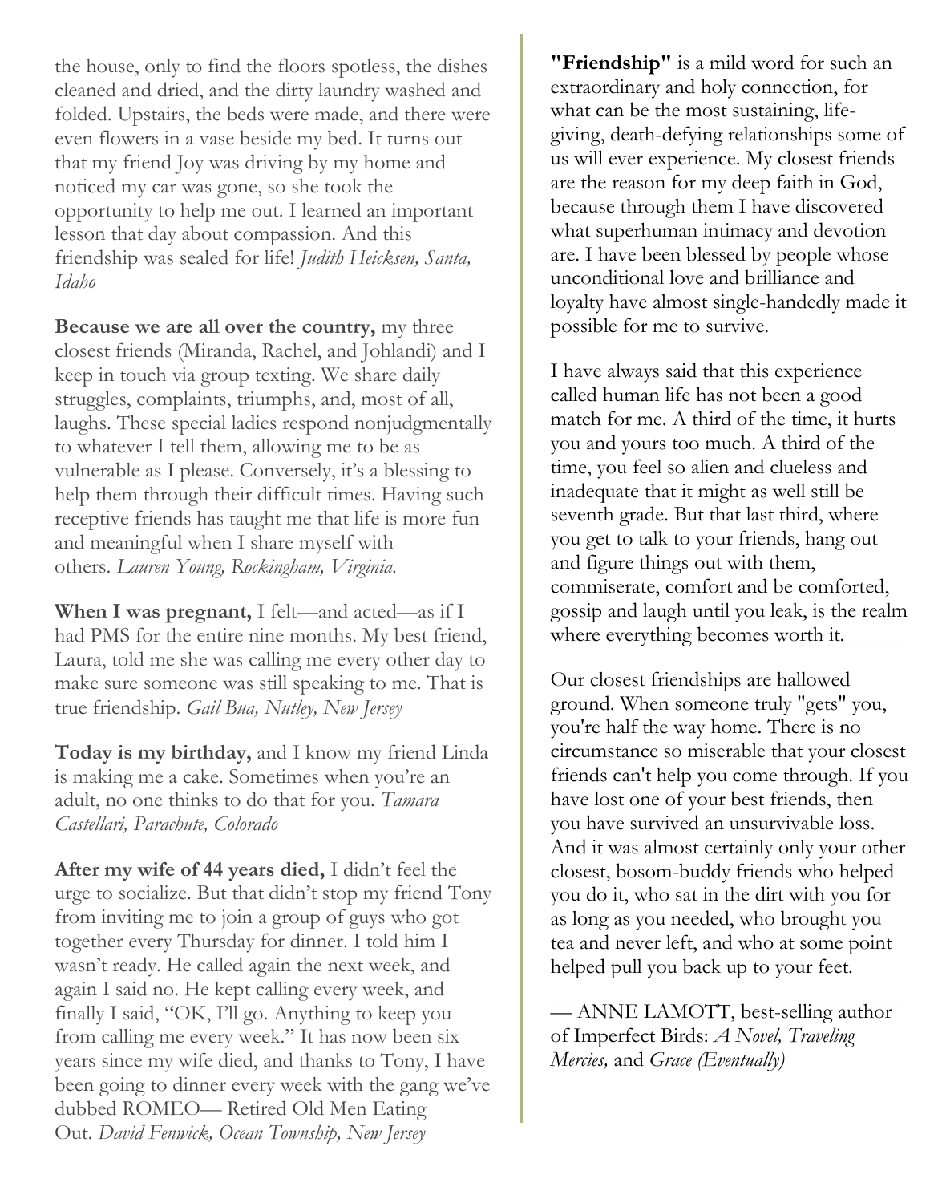the house, only to find the floors spotless, the dishes cleaned and dried, and the dirty laundry washed and folded. Upstairs, the beds were made, and there were even flowers in a vase beside my bed. It turns out that my friend Joy was driving by my home and noticed my car was gone, so she took the opportunity to help me out. I learned an important lesson that day about compassion. And this friendship was sealed for life! *Judith Heicksen, Santa, Idaho*

**Because we are all over the country,** my three closest friends (Miranda, Rachel, and Johlandi) and I keep in touch via group texting. We share daily struggles, complaints, triumphs, and, most of all, laughs. These special ladies respond nonjudgmentally to whatever I tell them, allowing me to be as vulnerable as I please. Conversely, it's a blessing to help them through their difficult times. Having such receptive friends has taught me that life is more fun and meaningful when I share myself with others. *Lauren Young, Rockingham, Virginia.*

**When I was pregnant,** I felt—and acted—as if I had PMS for the entire nine months. My best friend, Laura, told me she was calling me every other day to make sure someone was still speaking to me. That is true friendship. *Gail Bua, Nutley, New Jersey*

**Today is my birthday,** and I know my friend Linda is making me a cake. Sometimes when you're an adult, no one thinks to do that for you. *Tamara Castellari, Parachute, Colorado*

**After my wife of 44 years died,** I didn't feel the urge to socialize. But that didn't stop my friend Tony from inviting me to join a group of guys who got together every Thursday for dinner. I told him I wasn't ready. He called again the next week, and again I said no. He kept calling every week, and finally I said, "OK, I'll go. Anything to keep you from calling me every week." It has now been six years since my wife died, and thanks to Tony, I have been going to dinner every week with the gang we've dubbed ROMEO— Retired Old Men Eating Out. *David Fenwick, Ocean Township, New Jersey*

**"Friendship"** is a mild word for such an extraordinary and holy connection, for what can be the most sustaining, life-giving, death-defying relationships some of us will ever experience. My closest friends are the reason for my deep faith in God, because through them I have discovered what superhuman intimacy and devotion are. I have been blessed by people whose unconditional love and brilliance and loyalty have almost single-handedly made it possible for me to survive.

I have always said that this experience called human life has not been a good match for me. A third of the time, it hurts you and yours too much. A third of the time, you feel so alien and clueless and inadequate that it might as well still be seventh grade. But that last third, where you get to talk to your friends, hang out and figure things out with them, commiserate, comfort and be comforted, gossip and laugh until you leak, is the realm where everything becomes worth it.

Our closest friendships are hallowed ground. When someone truly "gets" you, you're half the way home. There is no circumstance so miserable that your closest friends can't help you come through. If you have lost one of your best friends, then you have survived an unsurvivable loss. And it was almost certainly only your other closest, bosom-buddy friends who helped you do it, who sat in the dirt with you for as long as you needed, who brought you tea and never left, and who at some point helped pull you back up to your feet.

— ANNE LAMOTT, best-selling author of Imperfect Birds: *A Novel, Traveling Mercies,* and *Grace (Eventually)*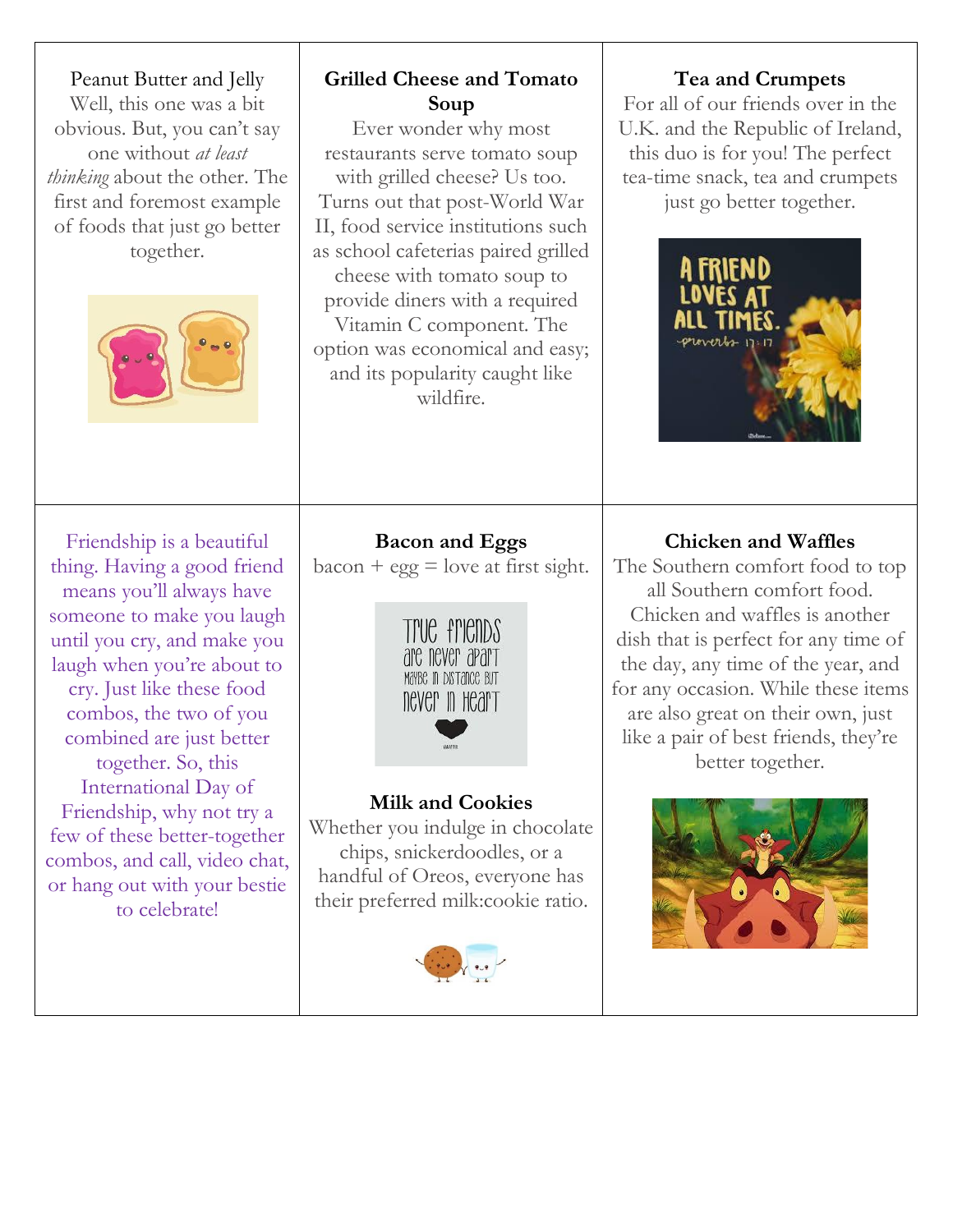Peanut Butter and Jelly

Well, this one was a bit obvious. But, you can't say one without *at least thinking* about the other. The first and foremost example of foods that just go better together.

**Grilled Cheese and Tomato Soup**

Ever wonder why most restaurants serve tomato soup with grilled cheese? Us too. Turns out that post-World War II, food service institutions such as school cafeterias paired grilled cheese with tomato soup to provide diners with a required Vitamin C component. The option was economical and easy; and its popularity caught like wildfire.

**Tea and Crumpets**

For all of our friends over in the U.K. and the Republic of Ireland, this duo is for you! The perfect tea-time snack, tea and crumpets just go better together.

Friendship is a beautiful thing. Having a good friend means you'll always have someone to make you laugh until you cry, and make you laugh when you're about to cry. Just like these food combos, the two of you combined are just better together. So, this International Day of Friendship, why not try a few of these better-together combos, and call, video chat, or hang out with your bestie to celebrate!

**Bacon and Eggs**

bacon + egg = love at first sight.

**Milk and Cookies**

Whether you indulge in chocolate chips, snickerdoodles, or a handful of Oreos, everyone has their preferred milk:cookie ratio.

**Chicken and Waffles**

The Southern comfort food to top all Southern comfort food. Chicken and waffles is another dish that is perfect for any time of the day, any time of the year, and for any occasion. While these items are also great on their own, just like a pair of best friends, they're better together.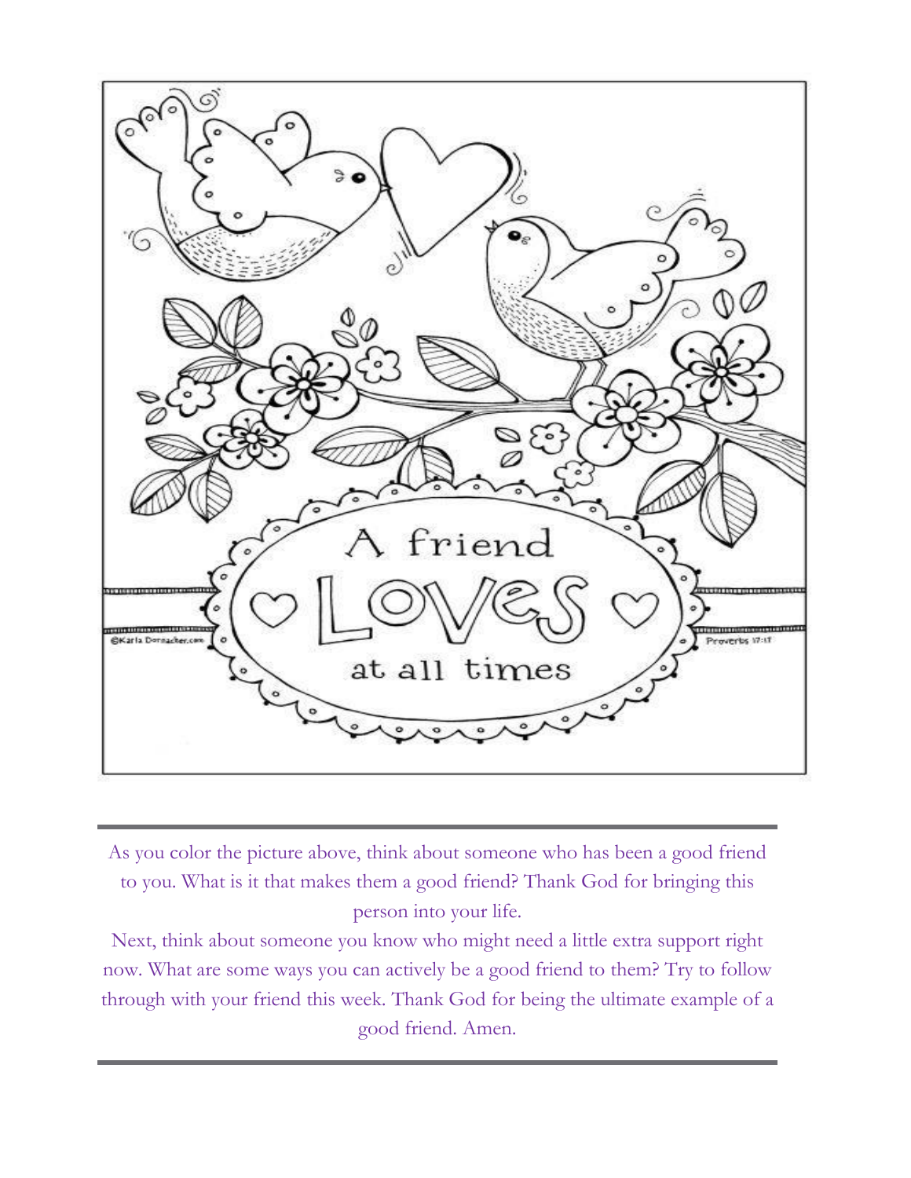As you color the picture above, think about someone who has been a good friend to you. What is it that makes them a good friend? Thank God for bringing this person into your life.

Next, think about someone you know who might need a little extra support right now. What are some ways you can actively be a good friend to them? Try to follow through with your friend this week. Thank God for being the ultimate example of a good friend. Amen.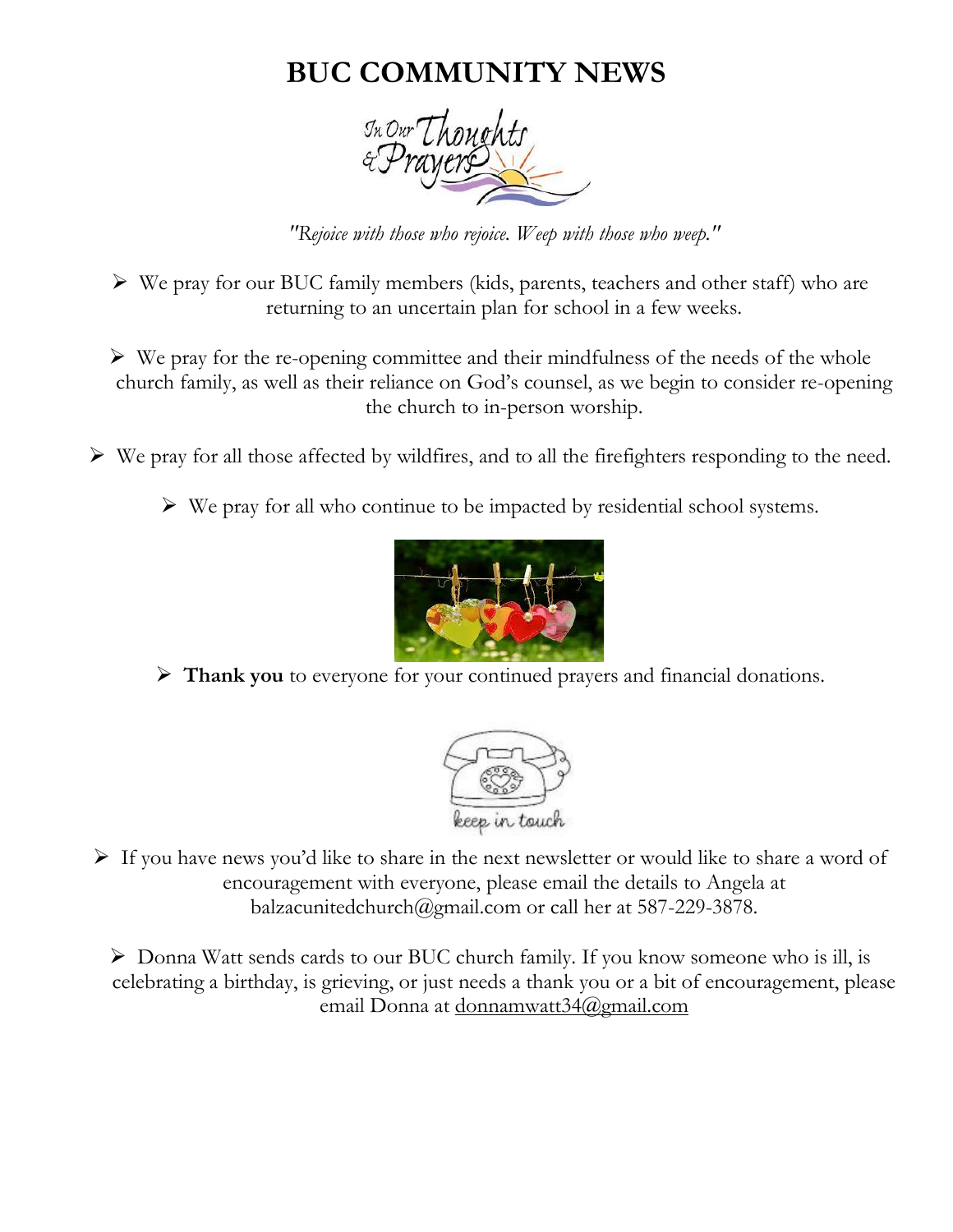# BUC COMMUNITY NEWS

*"Rejoice with those who rejoice. Weep with those who weep."*

- We pray for our BUC family members (kids, parents, teachers and other staff) who are returning to an uncertain plan for school in a few weeks.

- We pray for the re-opening committee and their mindfulness of the needs of the whole church family, as well as their reliance on God's counsel, as we begin to consider re-opening the church to in-person worship.

- We pray for all those affected by wildfires, and to all the firefighters responding to the need.

- We pray for all who continue to be impacted by residential school systems.

- **Thank you** to everyone for your continued prayers and financial donations.

- If you have news you'd like to share in the next newsletter or would like to share a word of encouragement with everyone, please email the details to Angela at balzacunitedchurch@gmail.com or call her at 587-229-3878.

- Donna Watt sends cards to our BUC church family. If you know someone who is ill, is celebrating a birthday, is grieving, or just needs a thank you or a bit of encouragement, please email Donna at donnamwatt34@gmail.com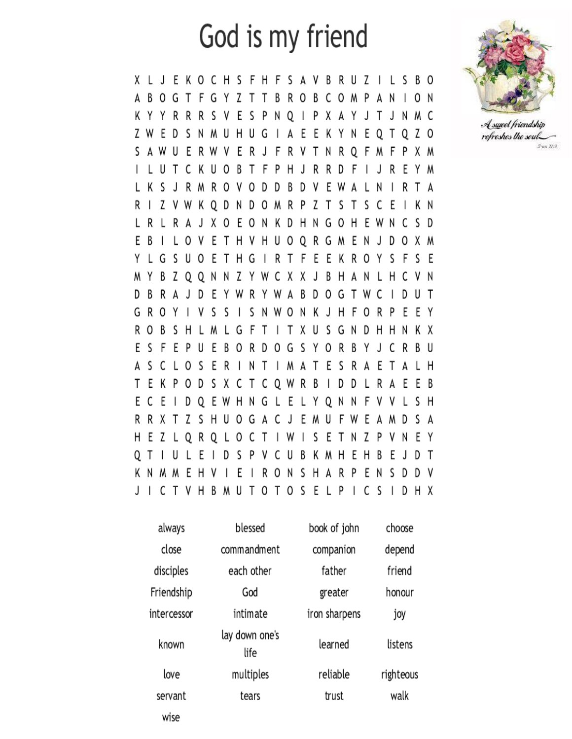# God is my friend

```
X L J E K O C H S F H F S A V B R U Z I L S B O
A B O G T F G Y Z T T B R O B C O M P A N I O N
K Y Y R R R S V E S P N Q I P X A Y J T J N M C
Z W E D S N M U H U G I A E E K Y N E Q T Q Z O
S A W U E R W V E R J F R V T N R Q F M F P X M
I L U T C K U O B T F P H J R R D F I J R E Y M
L K S J R M R O V O D D B D V E W A L N I R T A
R I Z V W K Q D N D O M R P Z T S T S C E I K N
L R L R A J X O E O N K D H N G O H E W N C S D
E B I L O V E T H V H U O Q R G M E N J D O X M
Y L G S U O E T H G I R T F E E K R O Y S F S E
M Y B Z Q Q N N Z Y W C X X J B H A N L H C V N
D B R A J D E Y W R Y W A B D O G T W C I D U T
G R O Y I V S S I S N W O N K J H F O R P E E Y
R O B S H L M L G F T I T X U S G N D H H N K X
E S F E P U E B O R D O G S Y O R B Y J C R B U
A S C L O S E R I N T I M A T E S R A E T A L H
T E K P O D S X C T C Q W R B I D D L R A E E B
E C E I D Q E W H N G L E L Y Q N N F V V L S H
R R X T Z S H U O G A C J E M U F W E A M D S A
H E Z L Q R Q L O C T I W I S E T N Z P V N E Y
Q T I U L E I D S P V C U B K M H E H B E J D T
K N M M E H V I E I R O N S H A R P E N S D D V
J I C T V H B M U T O T O S E L P I C S I D H X
```

A sweet friendship refreshes the soul

Prov 27:9

| | | | |
|---|---|---|---|
| always | blessed | book of john | choose |
| close | commandment | companion | depend |
| disciples | each other | father | friend |
| Friendship | God | greater | honour |
| intercessor | intimate | iron sharpens | joy |
| known | lay down one's life | learned | listens |
| love | multiples | reliable | righteous |
| servant | tears | trust | walk |
| wise | | | |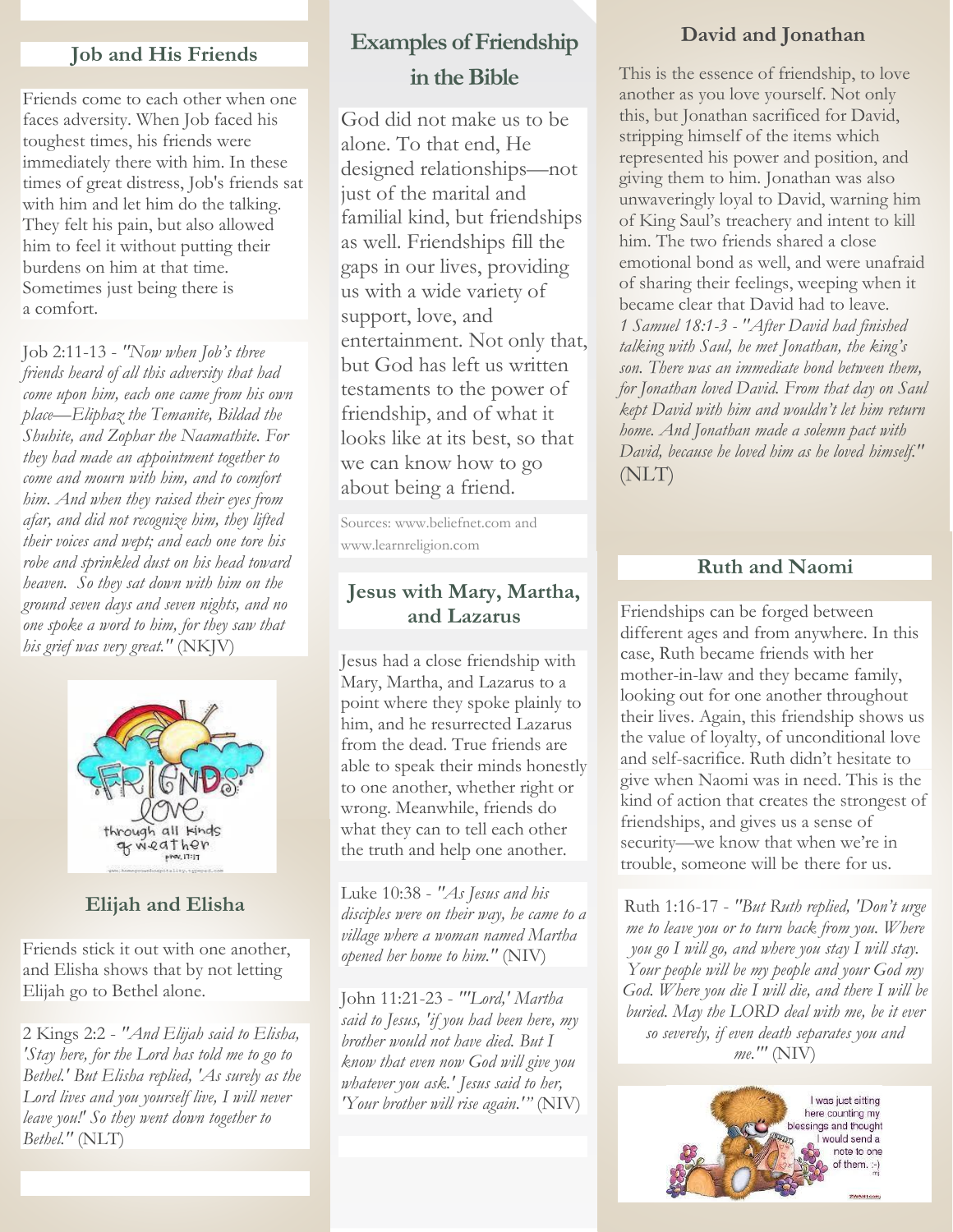## Examples of Friendship in the Bible

God did not make us to be alone. To that end, He designed relationships—not just of the marital and familial kind, but friendships as well. Friendships fill the gaps in our lives, providing us with a wide variety of support, love, and entertainment. Not only that, but God has left us written testaments to the power of friendship, and of what it looks like at its best, so that we can know how to go about being a friend.

Sources: www.beliefnet.com and www.learnreligion.com

### Job and His Friends

Friends come to each other when one faces adversity. When Job faced his toughest times, his friends were immediately there with him. In these times of great distress, Job's friends sat with him and let him do the talking. They felt his pain, but also allowed him to feel it without putting their burdens on him at that time. Sometimes just being there is a comfort.

Job 2:11-13 - *"Now when Job's three friends heard of all this adversity that had come upon him, each one came from his own place—Eliphaz the Temanite, Bildad the Shuhite, and Zophar the Naamathite. For they had made an appointment together to come and mourn with him, and to comfort him. And when they raised their eyes from afar, and did not recognize him, they lifted their voices and wept; and each one tore his robe and sprinkled dust on his head toward heaven. So they sat down with him on the ground seven days and seven nights, and no one spoke a word to him, for they saw that his grief was very great."* (NKJV)

FRIENDS love through all kinds of weather
Prov. 17:17

### Elijah and Elisha

Friends stick it out with one another, and Elisha shows that by not letting Elijah go to Bethel alone.

2 Kings 2:2 - *"And Elijah said to Elisha, 'Stay here, for the Lord has told me to go to Bethel.' But Elisha replied, 'As surely as the Lord lives and you yourself live, I will never leave you!' So they went down together to Bethel."* (NLT)

### Jesus with Mary, Martha, and Lazarus

Jesus had a close friendship with Mary, Martha, and Lazarus to a point where they spoke plainly to him, and he resurrected Lazarus from the dead. True friends are able to speak their minds honestly to one another, whether right or wrong. Meanwhile, friends do what they can to tell each other the truth and help one another.

Luke 10:38 - *"As Jesus and his disciples were on their way, he came to a village where a woman named Martha opened her home to him."* (NIV)

John 11:21-23 - *"'Lord,' Martha said to Jesus, 'if you had been here, my brother would not have died. But I know that even now God will give you whatever you ask.' Jesus said to her, 'Your brother will rise again.'"* (NIV)

### David and Jonathan

This is the essence of friendship, to love another as you love yourself. Not only this, but Jonathan sacrificed for David, stripping himself of the items which represented his power and position, and giving them to him. Jonathan was also unwaveringly loyal to David, warning him of King Saul's treachery and intent to kill him. The two friends shared a close emotional bond as well, and were unafraid of sharing their feelings, weeping when it became clear that David had to leave.

*1 Samuel 18:1-3 - "After David had finished talking with Saul, he met Jonathan, the king's son. There was an immediate bond between them, for Jonathan loved David. From that day on Saul kept David with him and wouldn't let him return home. And Jonathan made a solemn pact with David, because he loved him as he loved himself."* (NLT)

### Ruth and Naomi

Friendships can be forged between different ages and from anywhere. In this case, Ruth became friends with her mother-in-law and they became family, looking out for one another throughout their lives. Again, this friendship shows us the value of loyalty, of unconditional love and self-sacrifice. Ruth didn't hesitate to give when Naomi was in need. This is the kind of action that creates the strongest of friendships, and gives us a sense of security—we know that when we're in trouble, someone will be there for us.

Ruth 1:16-17 - *"But Ruth replied, 'Don't urge me to leave you or to turn back from you. Where you go I will go, and where you stay I will stay. Your people will be my people and your God my God. Where you die I will die, and there I will be buried. May the LORD deal with me, be it ever so severely, if even death separates you and me.'"* (NIV)

I was just sitting here counting my blessings and thought I would send a note to one of them. :-)